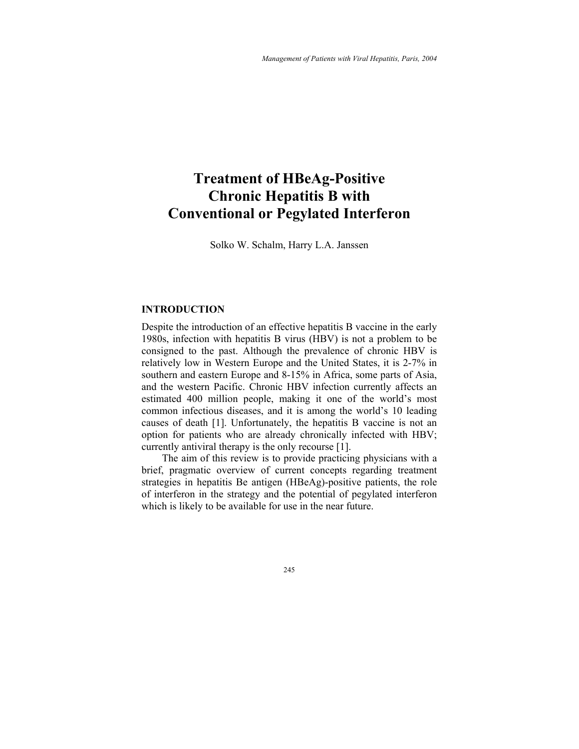# Treatment of HBeAg-Positive Chronic Hepatitis B with Conventional or Pegylated Interferon

Solko W. Schalm, Harry L.A. Janssen

## INTRODUCTION

Despite the introduction of an effective hepatitis B vaccine in the early 1980s, infection with hepatitis B virus (HBV) is not a problem to be consigned to the past. Although the prevalence of chronic HBV is relatively low in Western Europe and the United States, it is 2-7% in southern and eastern Europe and 8-15% in Africa, some parts of Asia, and the western Pacific. Chronic HBV infection currently affects an estimated 400 million people, making it one of the world's most common infectious diseases, and it is among the world's 10 leading causes of death [1]. Unfortunately, the hepatitis B vaccine is not an option for patients who are already chronically infected with HBV; currently antiviral therapy is the only recourse [1].

The aim of this review is to provide practicing physicians with a brief, pragmatic overview of current concepts regarding treatment strategies in hepatitis Be antigen (HBeAg)-positive patients, the role of interferon in the strategy and the potential of pegylated interferon which is likely to be available for use in the near future.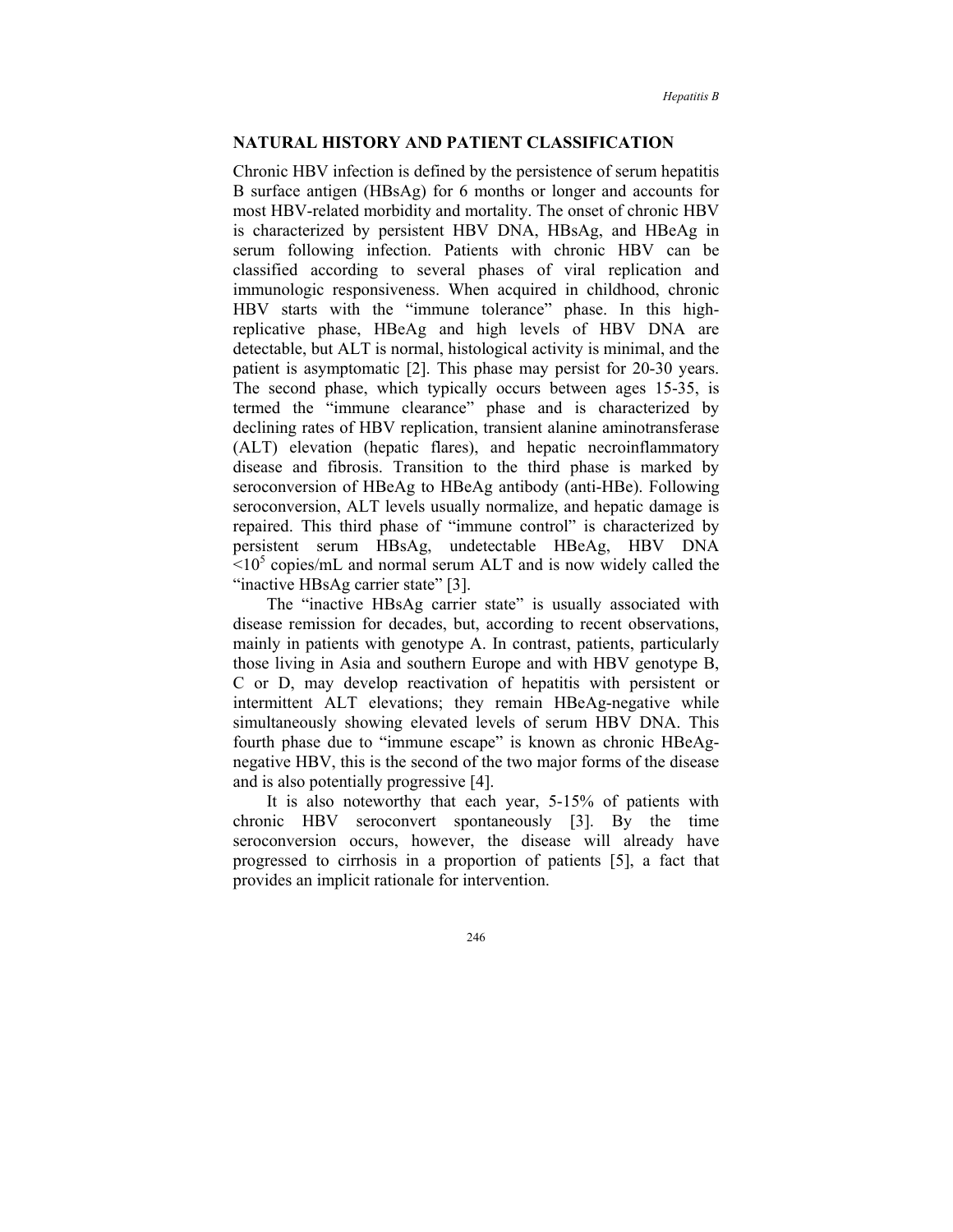## NATURAL HISTORY AND PATIENT CLASSIFICATION

Chronic HBV infection is defined by the persistence of serum hepatitis B surface antigen (HBsAg) for 6 months or longer and accounts for most HBV-related morbidity and mortality. The onset of chronic HBV is characterized by persistent HBV DNA, HBsAg, and HBeAg in serum following infection. Patients with chronic HBV can be classified according to several phases of viral replication and immunologic responsiveness. When acquired in childhood, chronic HBV starts with the "immune tolerance" phase. In this high-replicative phase, HBeAg and high levels of HBV DNA are detectable, but ALT is normal, histological activity is minimal, and the patient is asymptomatic [2]. This phase may persist for 20-30 years. The second phase, which typically occurs between ages 15-35, is termed the "immune clearance" phase and is characterized by declining rates of HBV replication, transient alanine aminotransferase (ALT) elevation (hepatic flares), and hepatic necroinflammatory disease and fibrosis. Transition to the third phase is marked by seroconversion of HBeAg to HBeAg antibody (anti-HBe). Following seroconversion, ALT levels usually normalize, and hepatic damage is repaired. This third phase of "immune control" is characterized by persistent serum HBsAg, undetectable HBeAg, HBV DNA $<10^5$ copies/mL and normal serum ALT and is now widely called the "inactive HBsAg carrier state" [3].

The "inactive HBsAg carrier state" is usually associated with disease remission for decades, but, according to recent observations, mainly in patients with genotype A. In contrast, patients, particularly those living in Asia and southern Europe and with HBV genotype B, C or D, may develop reactivation of hepatitis with persistent or intermittent ALT elevations; they remain HBeAg-negative while simultaneously showing elevated levels of serum HBV DNA. This fourth phase due to "immune escape" is known as chronic HBeAg-negative HBV, this is the second of the two major forms of the disease and is also potentially progressive [4].

It is also noteworthy that each year, 5-15% of patients with chronic HBV seroconvert spontaneously [3]. By the time seroconversion occurs, however, the disease will already have progressed to cirrhosis in a proportion of patients [5], a fact that provides an implicit rationale for intervention.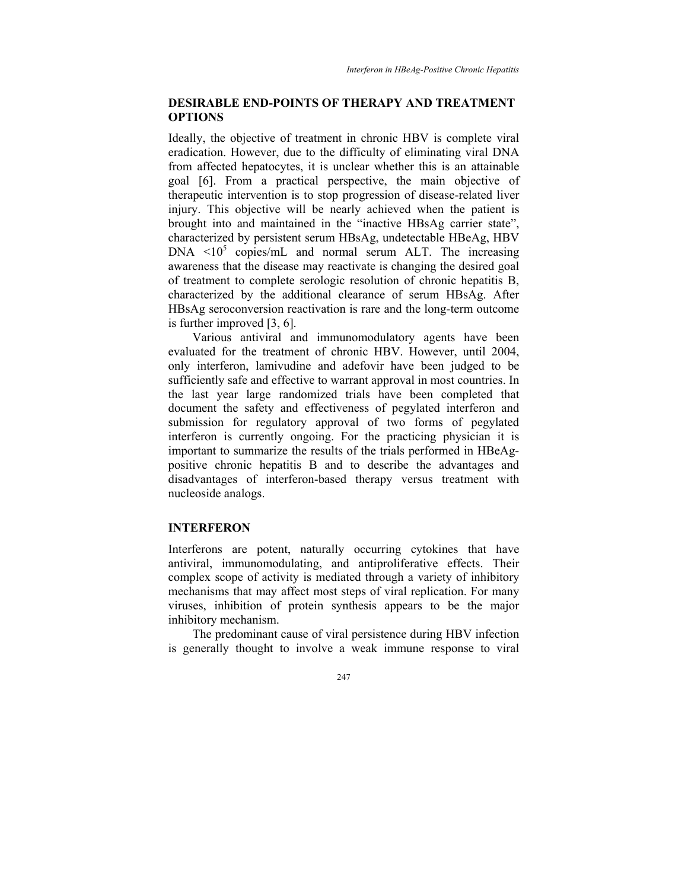## DESIRABLE END-POINTS OF THERAPY AND TREATMENT OPTIONS

Ideally, the objective of treatment in chronic HBV is complete viral eradication. However, due to the difficulty of eliminating viral DNA from affected hepatocytes, it is unclear whether this is an attainable goal [6]. From a practical perspective, the main objective of therapeutic intervention is to stop progression of disease-related liver injury. This objective will be nearly achieved when the patient is brought into and maintained in the "inactive HBsAg carrier state", characterized by persistent serum HBsAg, undetectable HBeAg, HBV DNA $<10^5$ copies/mL and normal serum ALT. The increasing awareness that the disease may reactivate is changing the desired goal of treatment to complete serologic resolution of chronic hepatitis B, characterized by the additional clearance of serum HBsAg. After HBsAg seroconversion reactivation is rare and the long-term outcome is further improved [3, 6].

Various antiviral and immunomodulatory agents have been evaluated for the treatment of chronic HBV. However, until 2004, only interferon, lamivudine and adefovir have been judged to be sufficiently safe and effective to warrant approval in most countries. In the last year large randomized trials have been completed that document the safety and effectiveness of pegylated interferon and submission for regulatory approval of two forms of pegylated interferon is currently ongoing. For the practicing physician it is important to summarize the results of the trials performed in HBeAg-positive chronic hepatitis B and to describe the advantages and disadvantages of interferon-based therapy versus treatment with nucleoside analogs.

## INTERFERON

Interferons are potent, naturally occurring cytokines that have antiviral, immunomodulating, and antiproliferative effects. Their complex scope of activity is mediated through a variety of inhibitory mechanisms that may affect most steps of viral replication. For many viruses, inhibition of protein synthesis appears to be the major inhibitory mechanism.

The predominant cause of viral persistence during HBV infection is generally thought to involve a weak immune response to viral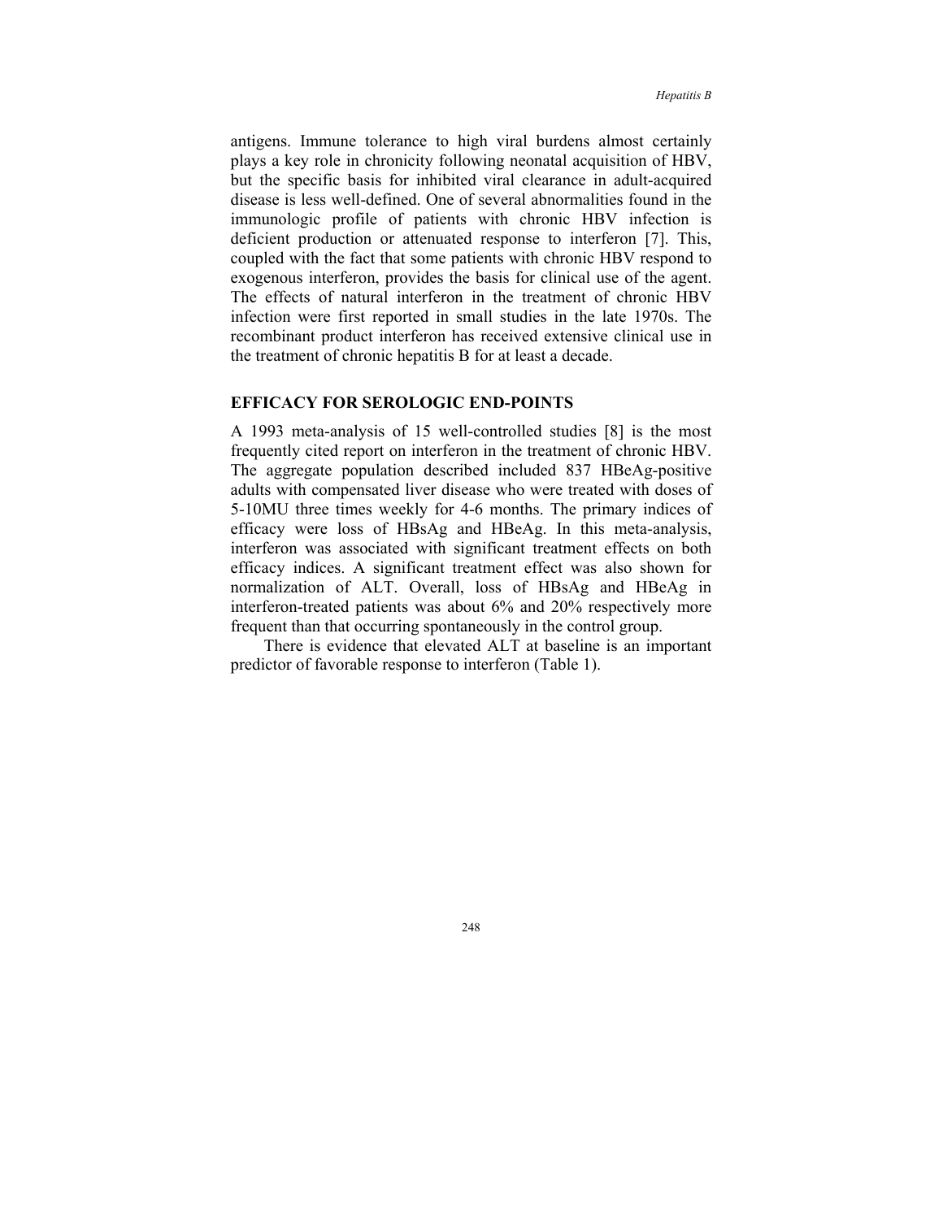antigens. Immune tolerance to high viral burdens almost certainly plays a key role in chronicity following neonatal acquisition of HBV, but the specific basis for inhibited viral clearance in adult-acquired disease is less well-defined. One of several abnormalities found in the immunologic profile of patients with chronic HBV infection is deficient production or attenuated response to interferon [7]. This, coupled with the fact that some patients with chronic HBV respond to exogenous interferon, provides the basis for clinical use of the agent. The effects of natural interferon in the treatment of chronic HBV infection were first reported in small studies in the late 1970s. The recombinant product interferon has received extensive clinical use in the treatment of chronic hepatitis B for at least a decade.

## EFFICACY FOR SEROLOGIC END-POINTS

A 1993 meta-analysis of 15 well-controlled studies [8] is the most frequently cited report on interferon in the treatment of chronic HBV. The aggregate population described included 837 HBeAg-positive adults with compensated liver disease who were treated with doses of 5-10MU three times weekly for 4-6 months. The primary indices of efficacy were loss of HBsAg and HBeAg. In this meta-analysis, interferon was associated with significant treatment effects on both efficacy indices. A significant treatment effect was also shown for normalization of ALT. Overall, loss of HBsAg and HBeAg in interferon-treated patients was about 6% and 20% respectively more frequent than that occurring spontaneously in the control group.

There is evidence that elevated ALT at baseline is an important predictor of favorable response to interferon (Table 1).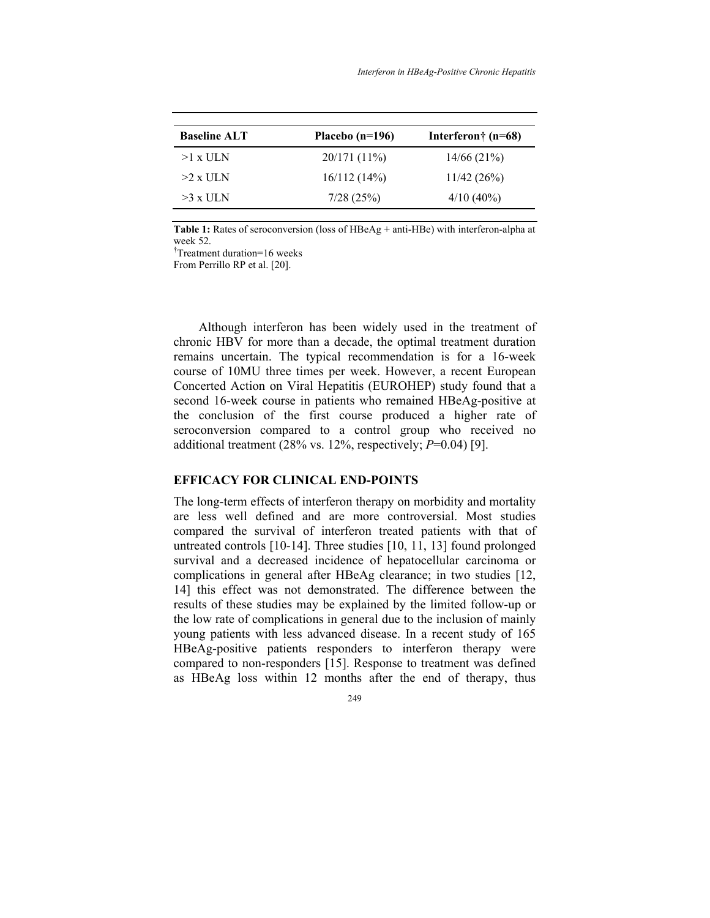| Baseline ALT | Placebo (n=196) | Interferon† (n=68) |
|---|---|---|
| >1 x ULN | 20/171 (11%) | 14/66 (21%) |
| >2 x ULN | 16/112 (14%) | 11/42 (26%) |
| >3 x ULN | 7/28 (25%) | 4/10 (40%) |

**Table 1:** Rates of seroconversion (loss of HBeAg + anti-HBe) with interferon-alpha at week 52.
†Treatment duration=16 weeks
From Perrillo RP et al. [20].

Although interferon has been widely used in the treatment of chronic HBV for more than a decade, the optimal treatment duration remains uncertain. The typical recommendation is for a 16-week course of 10MU three times per week. However, a recent European Concerted Action on Viral Hepatitis (EUROHEP) study found that a second 16-week course in patients who remained HBeAg-positive at the conclusion of the first course produced a higher rate of seroconversion compared to a control group who received no additional treatment (28% vs. 12%, respectively; *P*=0.04) [9].

## EFFICACY FOR CLINICAL END-POINTS

The long-term effects of interferon therapy on morbidity and mortality are less well defined and are more controversial. Most studies compared the survival of interferon treated patients with that of untreated controls [10-14]. Three studies [10, 11, 13] found prolonged survival and a decreased incidence of hepatocellular carcinoma or complications in general after HBeAg clearance; in two studies [12, 14] this effect was not demonstrated. The difference between the results of these studies may be explained by the limited follow-up or the low rate of complications in general due to the inclusion of mainly young patients with less advanced disease. In a recent study of 165 HBeAg-positive patients responders to interferon therapy were compared to non-responders [15]. Response to treatment was defined as HBeAg loss within 12 months after the end of therapy, thus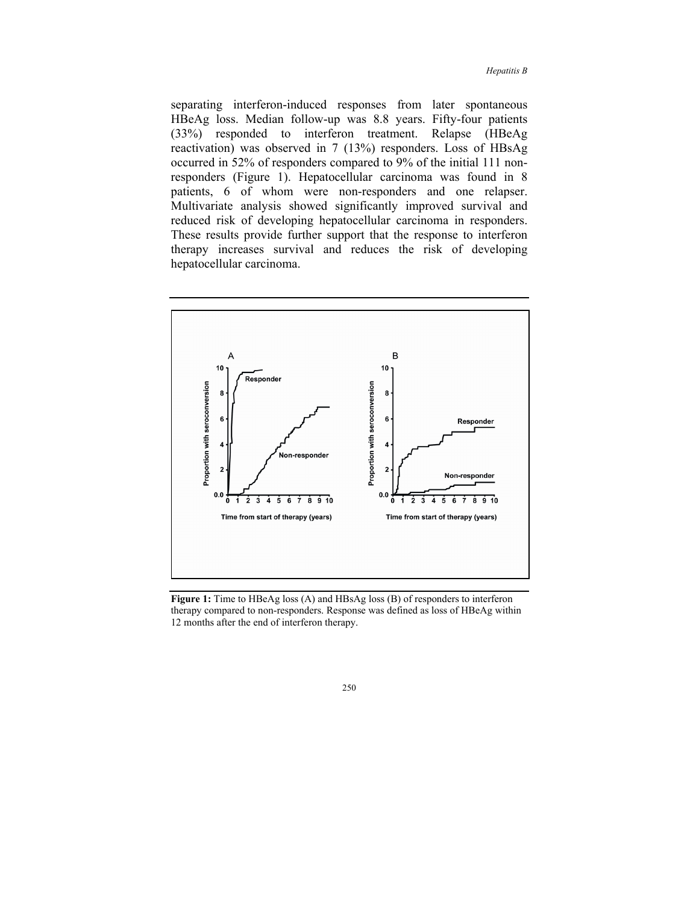separating interferon-induced responses from later spontaneous HBeAg loss. Median follow-up was 8.8 years. Fifty-four patients (33%) responded to interferon treatment. Relapse (HBeAg reactivation) was observed in 7 (13%) responders. Loss of HBsAg occurred in 52% of responders compared to 9% of the initial 111 non-responders (Figure 1). Hepatocellular carcinoma was found in 8 patients, 6 of whom were non-responders and one relapser. Multivariate analysis showed significantly improved survival and reduced risk of developing hepatocellular carcinoma in responders. These results provide further support that the response to interferon therapy increases survival and reduces the risk of developing hepatocellular carcinoma.

**Figure 1:** Time to HBeAg loss (A) and HBsAg loss (B) of responders to interferon therapy compared to non-responders. Response was defined as loss of HBeAg within 12 months after the end of interferon therapy.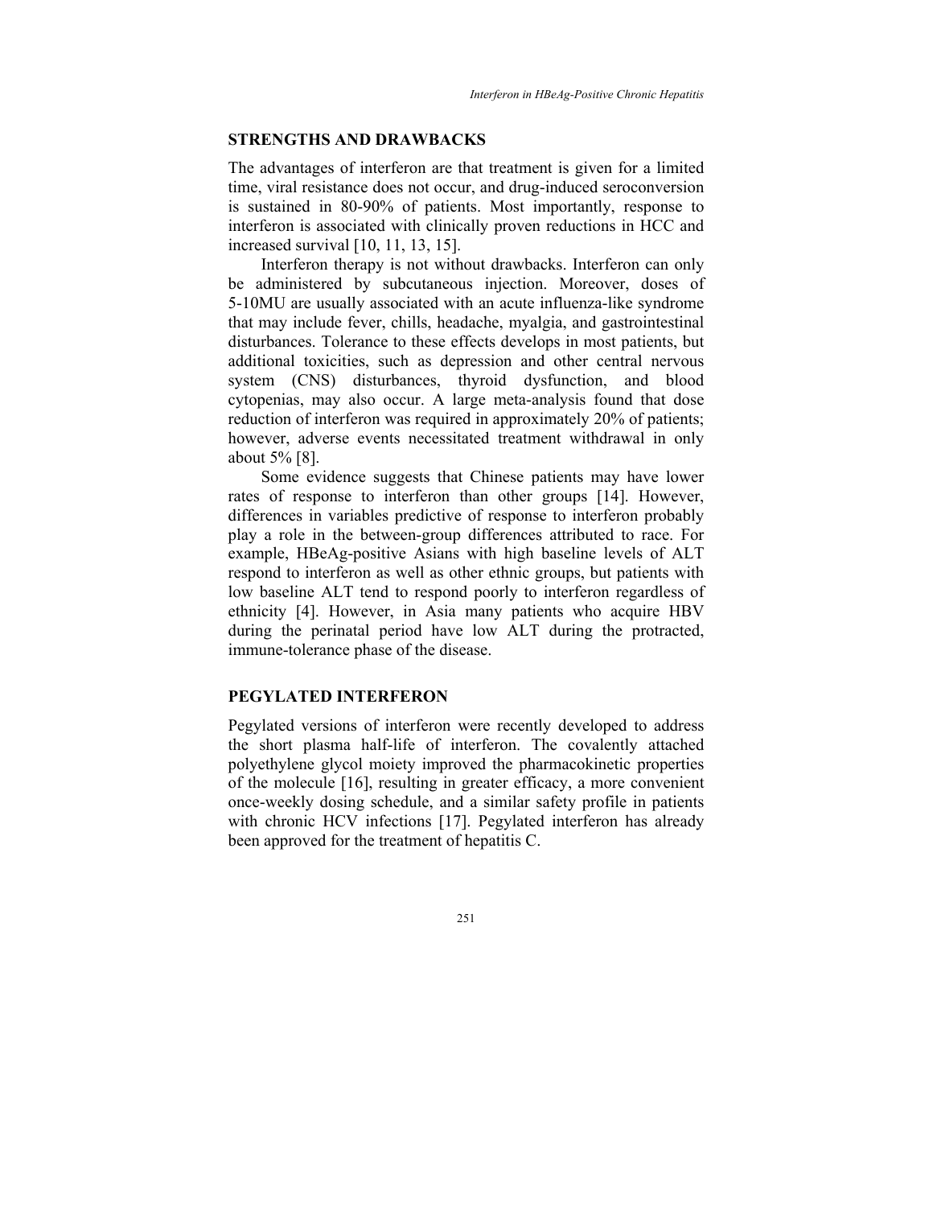## STRENGTHS AND DRAWBACKS

The advantages of interferon are that treatment is given for a limited time, viral resistance does not occur, and drug-induced seroconversion is sustained in 80-90% of patients. Most importantly, response to interferon is associated with clinically proven reductions in HCC and increased survival [10, 11, 13, 15].

Interferon therapy is not without drawbacks. Interferon can only be administered by subcutaneous injection. Moreover, doses of 5-10MU are usually associated with an acute influenza-like syndrome that may include fever, chills, headache, myalgia, and gastrointestinal disturbances. Tolerance to these effects develops in most patients, but additional toxicities, such as depression and other central nervous system (CNS) disturbances, thyroid dysfunction, and blood cytopenias, may also occur. A large meta-analysis found that dose reduction of interferon was required in approximately 20% of patients; however, adverse events necessitated treatment withdrawal in only about 5% [8].

Some evidence suggests that Chinese patients may have lower rates of response to interferon than other groups [14]. However, differences in variables predictive of response to interferon probably play a role in the between-group differences attributed to race. For example, HBeAg-positive Asians with high baseline levels of ALT respond to interferon as well as other ethnic groups, but patients with low baseline ALT tend to respond poorly to interferon regardless of ethnicity [4]. However, in Asia many patients who acquire HBV during the perinatal period have low ALT during the protracted, immune-tolerance phase of the disease.

## PEGYLATED INTERFERON

Pegylated versions of interferon were recently developed to address the short plasma half-life of interferon. The covalently attached polyethylene glycol moiety improved the pharmacokinetic properties of the molecule [16], resulting in greater efficacy, a more convenient once-weekly dosing schedule, and a similar safety profile in patients with chronic HCV infections [17]. Pegylated interferon has already been approved for the treatment of hepatitis C.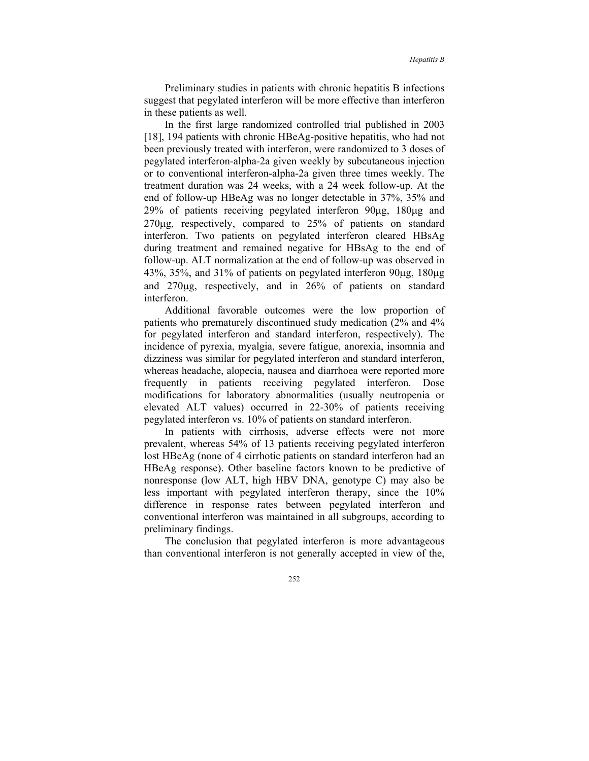Preliminary studies in patients with chronic hepatitis B infections suggest that pegylated interferon will be more effective than interferon in these patients as well.

In the first large randomized controlled trial published in 2003 [18], 194 patients with chronic HBeAg-positive hepatitis, who had not been previously treated with interferon, were randomized to 3 doses of pegylated interferon-alpha-2a given weekly by subcutaneous injection or to conventional interferon-alpha-2a given three times weekly. The treatment duration was 24 weeks, with a 24 week follow-up. At the end of follow-up HBeAg was no longer detectable in 37%, 35% and 29% of patients receiving pegylated interferon 90μg, 180μg and 270μg, respectively, compared to 25% of patients on standard interferon. Two patients on pegylated interferon cleared HBsAg during treatment and remained negative for HBsAg to the end of follow-up. ALT normalization at the end of follow-up was observed in 43%, 35%, and 31% of patients on pegylated interferon 90μg, 180μg and 270μg, respectively, and in 26% of patients on standard interferon.

Additional favorable outcomes were the low proportion of patients who prematurely discontinued study medication (2% and 4% for pegylated interferon and standard interferon, respectively). The incidence of pyrexia, myalgia, severe fatigue, anorexia, insomnia and dizziness was similar for pegylated interferon and standard interferon, whereas headache, alopecia, nausea and diarrhoea were reported more frequently in patients receiving pegylated interferon. Dose modifications for laboratory abnormalities (usually neutropenia or elevated ALT values) occurred in 22-30% of patients receiving pegylated interferon vs. 10% of patients on standard interferon.

In patients with cirrhosis, adverse effects were not more prevalent, whereas 54% of 13 patients receiving pegylated interferon lost HBeAg (none of 4 cirrhotic patients on standard interferon had an HBeAg response). Other baseline factors known to be predictive of nonresponse (low ALT, high HBV DNA, genotype C) may also be less important with pegylated interferon therapy, since the 10% difference in response rates between pegylated interferon and conventional interferon was maintained in all subgroups, according to preliminary findings.

The conclusion that pegylated interferon is more advantageous than conventional interferon is not generally accepted in view of the,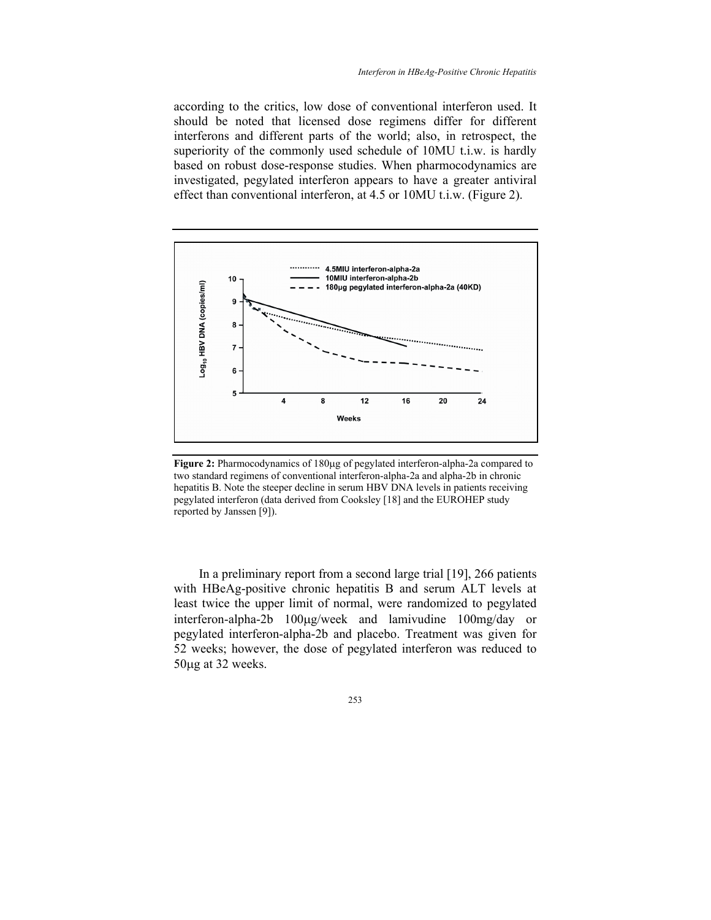according to the critics, low dose of conventional interferon used. It should be noted that licensed dose regimens differ for different interferons and different parts of the world; also, in retrospect, the superiority of the commonly used schedule of 10MU t.i.w. is hardly based on robust dose-response studies. When pharmocodynamics are investigated, pegylated interferon appears to have a greater antiviral effect than conventional interferon, at 4.5 or 10MU t.i.w. (Figure 2).

**Figure 2:** Pharmocodynamics of 180μg of pegylated interferon-alpha-2a compared to two standard regimens of conventional interferon-alpha-2a and alpha-2b in chronic hepatitis B. Note the steeper decline in serum HBV DNA levels in patients receiving pegylated interferon (data derived from Cooksley [18] and the EUROHEP study reported by Janssen [9]).

In a preliminary report from a second large trial [19], 266 patients with HBeAg-positive chronic hepatitis B and serum ALT levels at least twice the upper limit of normal, were randomized to pegylated interferon-alpha-2b 100μg/week and lamivudine 100mg/day or pegylated interferon-alpha-2b and placebo. Treatment was given for 52 weeks; however, the dose of pegylated interferon was reduced to 50μg at 32 weeks.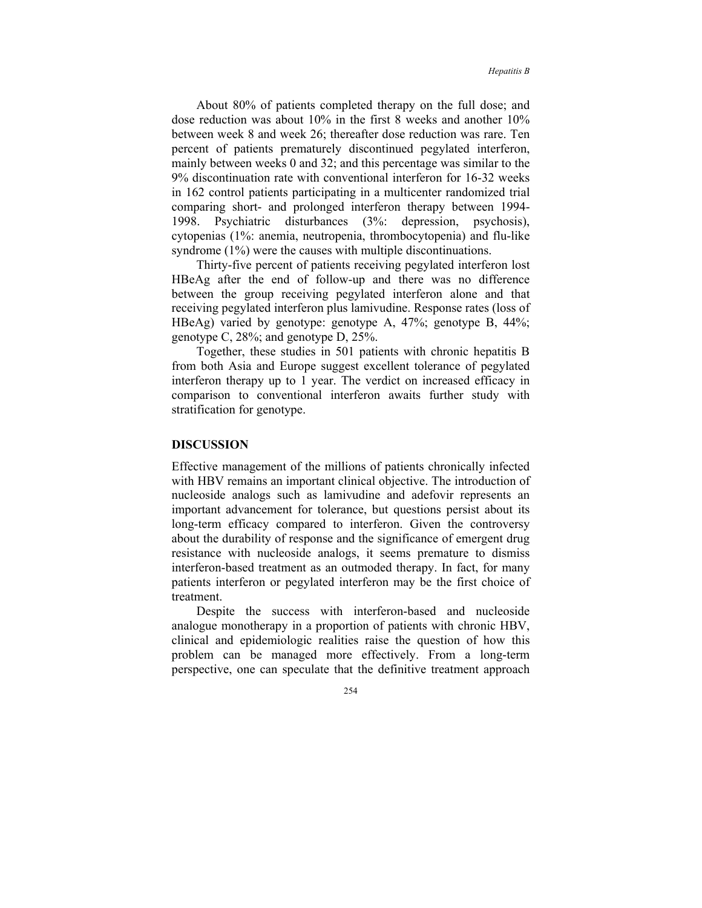About 80% of patients completed therapy on the full dose; and dose reduction was about 10% in the first 8 weeks and another 10% between week 8 and week 26; thereafter dose reduction was rare. Ten percent of patients prematurely discontinued pegylated interferon, mainly between weeks 0 and 32; and this percentage was similar to the 9% discontinuation rate with conventional interferon for 16-32 weeks in 162 control patients participating in a multicenter randomized trial comparing short- and prolonged interferon therapy between 1994-1998. Psychiatric disturbances (3%: depression, psychosis), cytopenias (1%: anemia, neutropenia, thrombocytopenia) and flu-like syndrome (1%) were the causes with multiple discontinuations.

Thirty-five percent of patients receiving pegylated interferon lost HBeAg after the end of follow-up and there was no difference between the group receiving pegylated interferon alone and that receiving pegylated interferon plus lamivudine. Response rates (loss of HBeAg) varied by genotype: genotype A, 47%; genotype B, 44%; genotype C, 28%; and genotype D, 25%.

Together, these studies in 501 patients with chronic hepatitis B from both Asia and Europe suggest excellent tolerance of pegylated interferon therapy up to 1 year. The verdict on increased efficacy in comparison to conventional interferon awaits further study with stratification for genotype.

## DISCUSSION

Effective management of the millions of patients chronically infected with HBV remains an important clinical objective. The introduction of nucleoside analogs such as lamivudine and adefovir represents an important advancement for tolerance, but questions persist about its long-term efficacy compared to interferon. Given the controversy about the durability of response and the significance of emergent drug resistance with nucleoside analogs, it seems premature to dismiss interferon-based treatment as an outmoded therapy. In fact, for many patients interferon or pegylated interferon may be the first choice of treatment.

Despite the success with interferon-based and nucleoside analogue monotherapy in a proportion of patients with chronic HBV, clinical and epidemiologic realities raise the question of how this problem can be managed more effectively. From a long-term perspective, one can speculate that the definitive treatment approach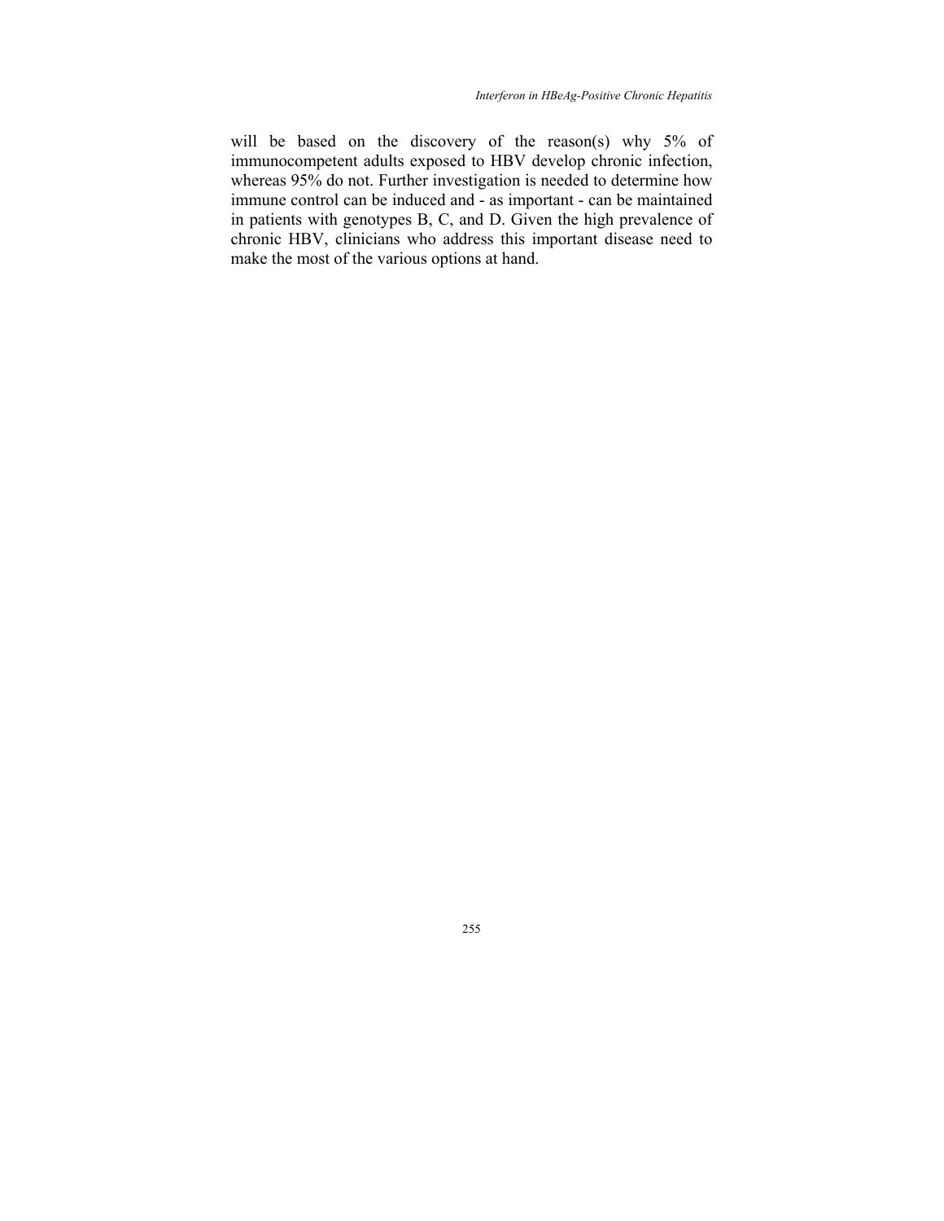will be based on the discovery of the reason(s) why 5% of immunocompetent adults exposed to HBV develop chronic infection, whereas 95% do not. Further investigation is needed to determine how immune control can be induced and - as important - can be maintained in patients with genotypes B, C, and D. Given the high prevalence of chronic HBV, clinicians who address this important disease need to make the most of the various options at hand.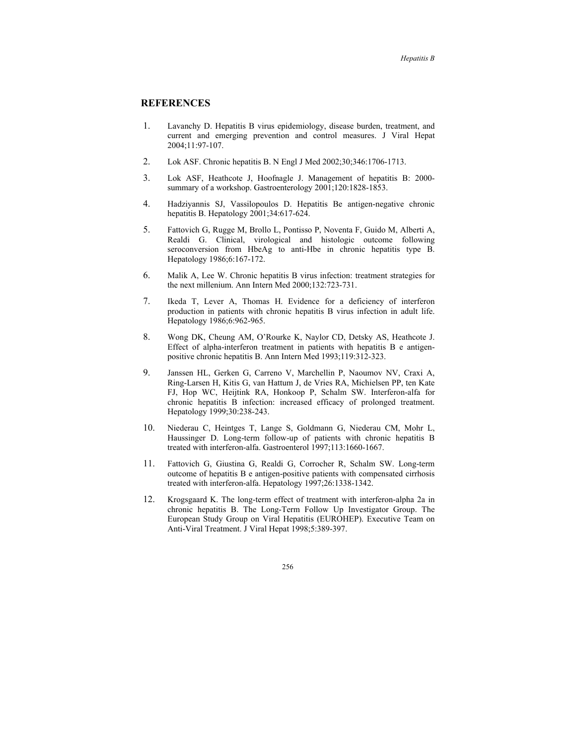## REFERENCES

1. Lavanchy D. Hepatitis B virus epidemiology, disease burden, treatment, and current and emerging prevention and control measures. J Viral Hepat 2004;11:97-107.

2. Lok ASF. Chronic hepatitis B. N Engl J Med 2002;30;346:1706-1713.

3. Lok ASF, Heathcote J, Hoofnagle J. Management of hepatitis B: 2000-summary of a workshop. Gastroenterology 2001;120:1828-1853.

4. Hadziyannis SJ, Vassilopoulos D. Hepatitis Be antigen-negative chronic hepatitis B. Hepatology 2001;34:617-624.

5. Fattovich G, Rugge M, Brollo L, Pontisso P, Noventa F, Guido M, Alberti A, Realdi G. Clinical, virological and histologic outcome following seroconversion from HbeAg to anti-Hbe in chronic hepatitis type B. Hepatology 1986;6:167-172.

6. Malik A, Lee W. Chronic hepatitis B virus infection: treatment strategies for the next millenium. Ann Intern Med 2000;132:723-731.

7. Ikeda T, Lever A, Thomas H. Evidence for a deficiency of interferon production in patients with chronic hepatitis B virus infection in adult life. Hepatology 1986;6:962-965.

8. Wong DK, Cheung AM, O'Rourke K, Naylor CD, Detsky AS, Heathcote J. Effect of alpha-interferon treatment in patients with hepatitis B e antigen-positive chronic hepatitis B. Ann Intern Med 1993;119:312-323.

9. Janssen HL, Gerken G, Carreno V, Marchellin P, Naoumov NV, Craxi A, Ring-Larsen H, Kitis G, van Hattum J, de Vries RA, Michielsen PP, ten Kate FJ, Hop WC, Heijtink RA, Honkoop P, Schalm SW. Interferon-alfa for chronic hepatitis B infection: increased efficacy of prolonged treatment. Hepatology 1999;30:238-243.

10. Niederau C, Heintges T, Lange S, Goldmann G, Niederau CM, Mohr L, Haussinger D. Long-term follow-up of patients with chronic hepatitis B treated with interferon-alfa. Gastroenterol 1997;113:1660-1667.

11. Fattovich G, Giustina G, Realdi G, Corrocher R, Schalm SW. Long-term outcome of hepatitis B e antigen-positive patients with compensated cirrhosis treated with interferon-alfa. Hepatology 1997;26:1338-1342.

12. Krogsgaard K. The long-term effect of treatment with interferon-alpha 2a in chronic hepatitis B. The Long-Term Follow Up Investigator Group. The European Study Group on Viral Hepatitis (EUROHEP). Executive Team on Anti-Viral Treatment. J Viral Hepat 1998;5:389-397.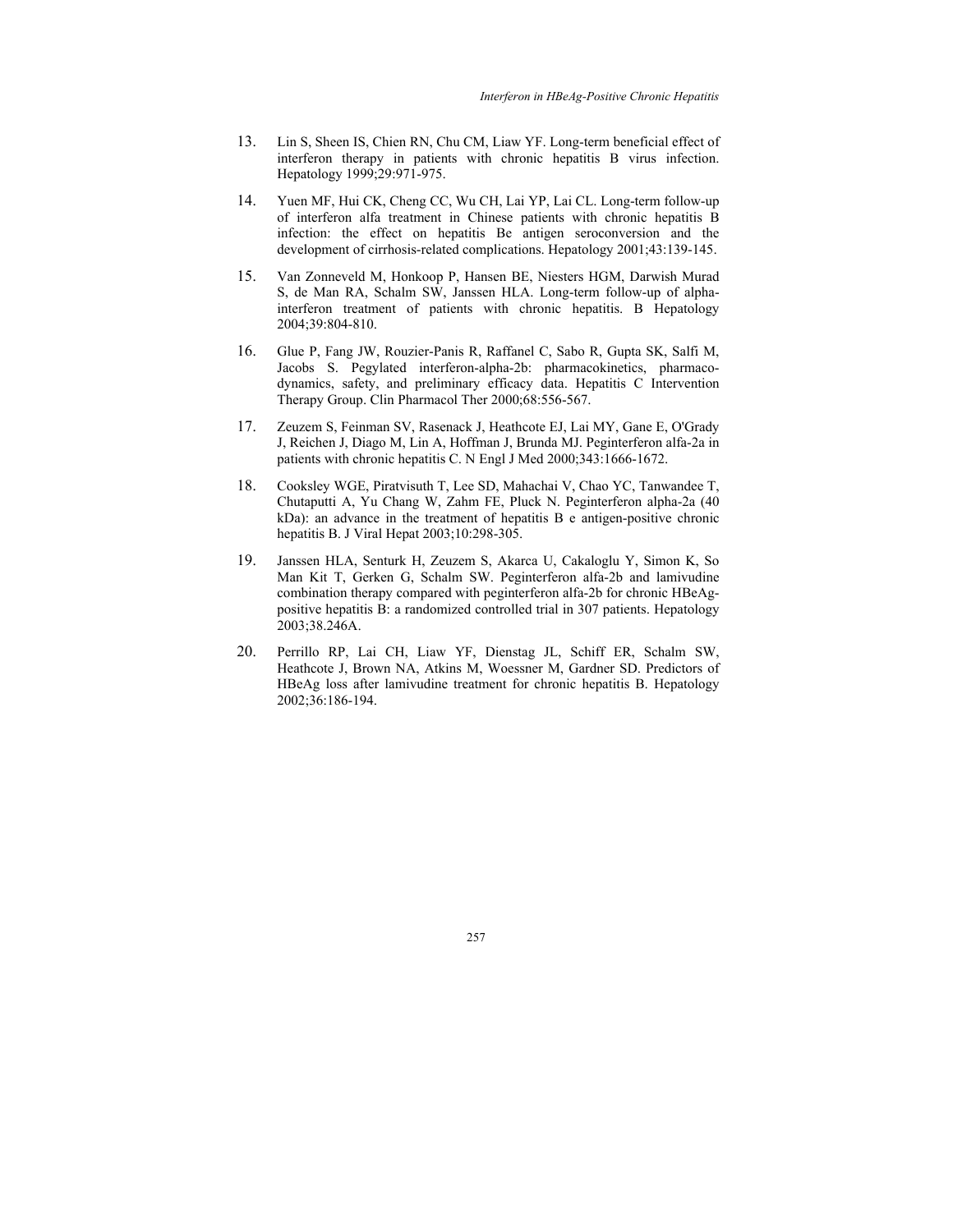13. Lin S, Sheen IS, Chien RN, Chu CM, Liaw YF. Long-term beneficial effect of interferon therapy in patients with chronic hepatitis B virus infection. Hepatology 1999;29:971-975.

14. Yuen MF, Hui CK, Cheng CC, Wu CH, Lai YP, Lai CL. Long-term follow-up of interferon alfa treatment in Chinese patients with chronic hepatitis B infection: the effect on hepatitis Be antigen seroconversion and the development of cirrhosis-related complications. Hepatology 2001;43:139-145.

15. Van Zonneveld M, Honkoop P, Hansen BE, Niesters HGM, Darwish Murad S, de Man RA, Schalm SW, Janssen HLA. Long-term follow-up of alpha-interferon treatment of patients with chronic hepatitis. B Hepatology 2004;39:804-810.

16. Glue P, Fang JW, Rouzier-Panis R, Raffanel C, Sabo R, Gupta SK, Salfi M, Jacobs S. Pegylated interferon-alpha-2b: pharmacokinetics, pharmacodynamics, safety, and preliminary efficacy data. Hepatitis C Intervention Therapy Group. Clin Pharmacol Ther 2000;68:556-567.

17. Zeuzem S, Feinman SV, Rasenack J, Heathcote EJ, Lai MY, Gane E, O'Grady J, Reichen J, Diago M, Lin A, Hoffman J, Brunda MJ. Peginterferon alfa-2a in patients with chronic hepatitis C. N Engl J Med 2000;343:1666-1672.

18. Cooksley WGE, Piratvisuth T, Lee SD, Mahachai V, Chao YC, Tanwandee T, Chutaputti A, Yu Chang W, Zahm FE, Pluck N. Peginterferon alpha-2a (40 kDa): an advance in the treatment of hepatitis B e antigen-positive chronic hepatitis B. J Viral Hepat 2003;10:298-305.

19. Janssen HLA, Senturk H, Zeuzem S, Akarca U, Cakaloglu Y, Simon K, So Man Kit T, Gerken G, Schalm SW. Peginterferon alfa-2b and lamivudine combination therapy compared with peginterferon alfa-2b for chronic HBeAg-positive hepatitis B: a randomized controlled trial in 307 patients. Hepatology 2003;38.246A.

20. Perrillo RP, Lai CH, Liaw YF, Dienstag JL, Schiff ER, Schalm SW, Heathcote J, Brown NA, Atkins M, Woessner M, Gardner SD. Predictors of HBeAg loss after lamivudine treatment for chronic hepatitis B. Hepatology 2002;36:186-194.